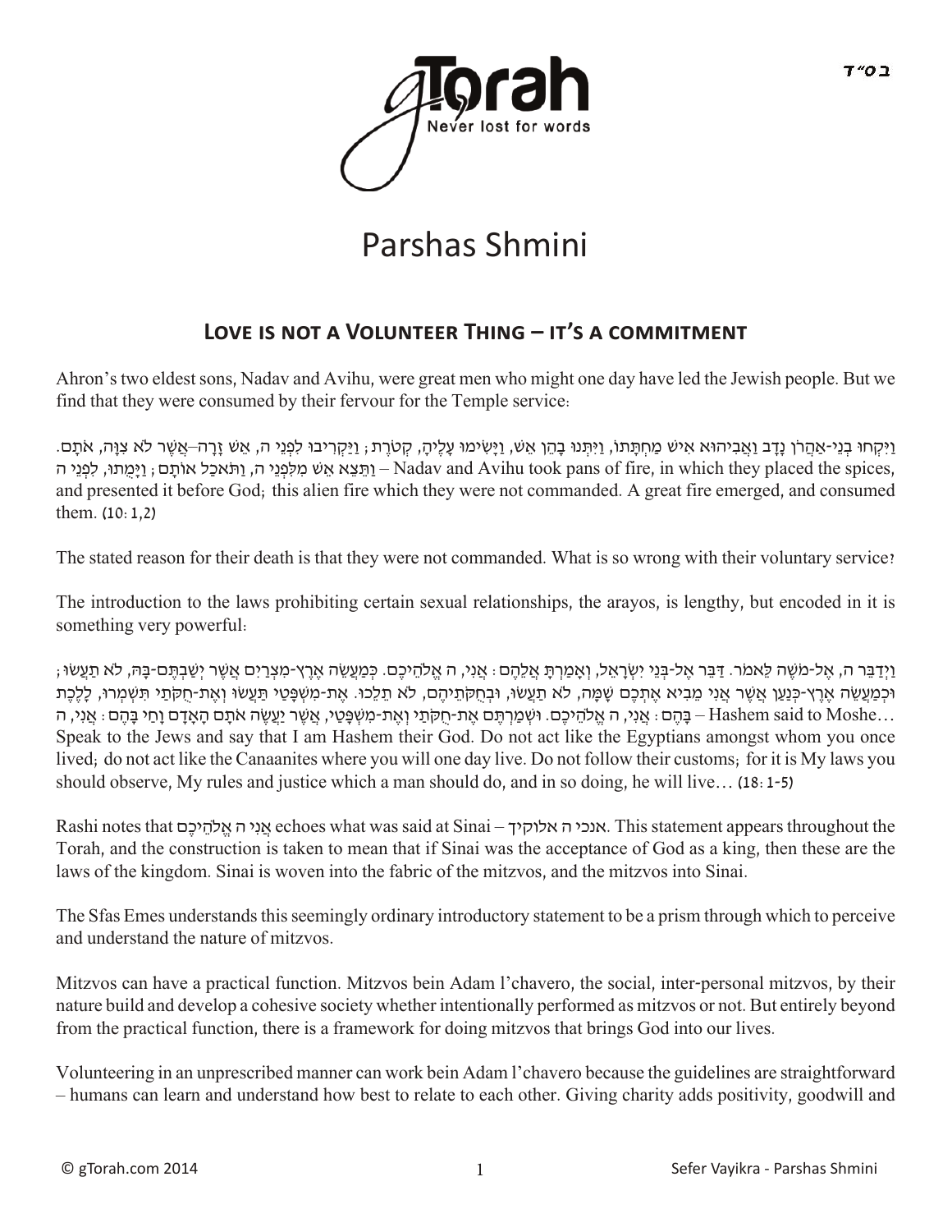# Parshas Shmini

## Love is not a Volunteer Thing – it's a commitment

Ahron's two eldest sons, Nadav and Avihu, were great men who might one day have led the Jewish people. But we find that they were consumed by their fervour for the Temple service:

וַיִּקְחוּ בְנֵי-אַהֲרֹן נָדָב וַאֲבִיהוּא אִישׁ מַחְתָּתוֹ, וַיִּתְּנוּ בָהֵן אֵשׁ, וַיָּשִׂימוּ עָלֶיהָ, קְטֹרֶת; וַיַּקְרִיבוּ לִפְנֵי ה, אֵשׁ זָרָה–אֲשֶׁר לֹא צִוָּה, אֹתָם. וַתֵּצֵא אֵשׁ מִלִּפְנֵי ה, וַתֹּאכַל אוֹתָם; וַיָּמֻתוּ, לִפְנֵי ה – Nadav and Avihu took pans of fire, in which they placed the spices, and presented it before God; this alien fire which they were not commanded. A great fire emerged, and consumed them. (10:1,2)

The stated reason for their death is that they were not commanded. What is so wrong with their voluntary service?

The introduction to the laws prohibiting certain sexual relationships, the arayos, is lengthy, but encoded in it is something very powerful:

וַיְדַבֵּר ה, אֶל-מֹשֶׁה לֵּאמֹר. דַּבֵּר אֶל-בְּנֵי יִשְׂרָאֵל, וְאָמַרְתָּ אֲלֵהֶם: אֲנִי, ה אֱלֹהֵיכֶם. כְּמַעֲשֵׂה אֶרֶץ-מִצְרַיִם אֲשֶׁר יְשַׁבְתֶּם-בָּהּ, לֹא תַעֲשׂוּ; וּכְמַעֲשֵׂה אֶרֶץ-כְּנַעַן אֲשֶׁר אֲנִי מֵבִיא אֶתְכֶם שָׁמָּה, לֹא תַעֲשׂוּ, וּבְחֻקֹּתֵיהֶם, לֹא תֵלֵכוּ. אֶת-מִשְׁפָּטַי תַּעֲשׂוּ וְאֶת-חֻקֹּתַי תִּשְׁמְרוּ, לָלֶכֶת בָּהֶם: אֲנִי, ה אֱלֹהֵיכֶם. וּשְׁמַרְתֶּם אֶת-חֻקֹּתַי וְאֶת-מִשְׁפָּטַי, אֲשֶׁר יַעֲשֶׂה אֹתָם הָאָדָם וָחַי בָּהֶם: אֲנִי, ה – Hashem said to Moshe… Speak to the Jews and say that I am Hashem their God. Do not act like the Egyptians amongst whom you once lived; do not act like the Canaanites where you will one day live. Do not follow their customs; for it is My laws you should observe, My rules and justice which a man should do, and in so doing, he will live… (18:1-5)

Rashi notes that אֲנִי ה אֱלֹהֵיכֶם echoes what was said at Sinai – אנכי ה אלוקיך. This statement appears throughout the Torah, and the construction is taken to mean that if Sinai was the acceptance of God as a king, then these are the laws of the kingdom. Sinai is woven into the fabric of the mitzvos, and the mitzvos into Sinai.

The Sfas Emes understands this seemingly ordinary introductory statement to be a prism through which to perceive and understand the nature of mitzvos.

Mitzvos can have a practical function. Mitzvos bein Adam l'chavero, the social, inter-personal mitzvos, by their nature build and develop a cohesive society whether intentionally performed as mitzvos or not. But entirely beyond from the practical function, there is a framework for doing mitzvos that brings God into our lives.

Volunteering in an unprescribed manner can work bein Adam l'chavero because the guidelines are straightforward – humans can learn and understand how best to relate to each other. Giving charity adds positivity, goodwill and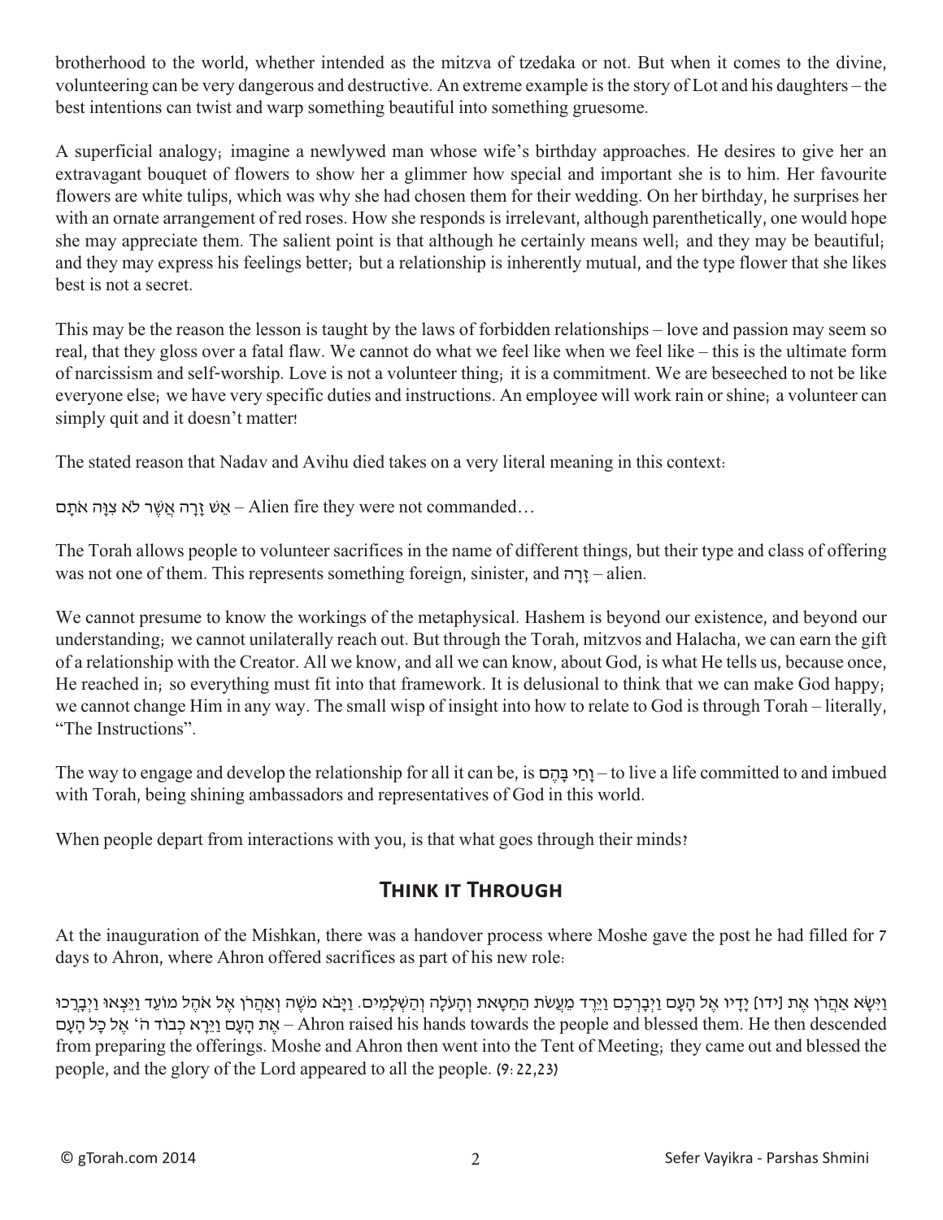brotherhood to the world, whether intended as the mitzva of tzedaka or not. But when it comes to the divine, volunteering can be very dangerous and destructive. An extreme example is the story of Lot and his daughters – the best intentions can twist and warp something beautiful into something gruesome.

A superficial analogy; imagine a newlywed man whose wife's birthday approaches. He desires to give her an extravagant bouquet of flowers to show her a glimmer how special and important she is to him. Her favourite flowers are white tulips, which was why she had chosen them for their wedding. On her birthday, he surprises her with an ornate arrangement of red roses. How she responds is irrelevant, although parenthetically, one would hope she may appreciate them. The salient point is that although he certainly means well; and they may be beautiful; and they may express his feelings better; but a relationship is inherently mutual, and the type flower that she likes best is not a secret.

This may be the reason the lesson is taught by the laws of forbidden relationships – love and passion may seem so real, that they gloss over a fatal flaw. We cannot do what we feel like when we feel like – this is the ultimate form of narcissism and self-worship. Love is not a volunteer thing; it is a commitment. We are beseeched to not be like everyone else; we have very specific duties and instructions. An employee will work rain or shine; a volunteer can simply quit and it doesn't matter!

The stated reason that Nadav and Avihu died takes on a very literal meaning in this context:

אֵשׁ זָרָה אֲשֶׁר לֹא צִוָּה אֹתָם – Alien fire they were not commanded…

The Torah allows people to volunteer sacrifices in the name of different things, but their type and class of offering was not one of them. This represents something foreign, sinister, and זָרָה – alien.

We cannot presume to know the workings of the metaphysical. Hashem is beyond our existence, and beyond our understanding; we cannot unilaterally reach out. But through the Torah, mitzvos and Halacha, we can earn the gift of a relationship with the Creator. All we know, and all we can know, about God, is what He tells us, because once, He reached in; so everything must fit into that framework. It is delusional to think that we can make God happy; we cannot change Him in any way. The small wisp of insight into how to relate to God is through Torah – literally, "The Instructions".

The way to engage and develop the relationship for all it can be, is וָחַי בָּהֶם – to live a life committed to and imbued with Torah, being shining ambassadors and representatives of God in this world.

When people depart from interactions with you, is that what goes through their minds?

## Think it Through

At the inauguration of the Mishkan, there was a handover process where Moshe gave the post he had filled for 7 days to Ahron, where Ahron offered sacrifices as part of his new role:

וַיִּשָּׂא אַהֲרֹן אֶת [ידו] יָדָיו אֶל הָעָם וַיְבָרְכֵם וַיֵּרֶד מֵעֲשֹׂת הַחַטָּאת וְהָעֹלָה וְהַשְּׁלָמִים. וַיָּבֹא מֹשֶׁה וְאַהֲרֹן אֶל אֹהֶל מוֹעֵד וַיֵּצְאוּ וַיְבָרְכוּ אֶת הָעָם וַיֵּרָא כְבוֹד ה' אֶל כָּל הָעָם – Ahron raised his hands towards the people and blessed them. He then descended from preparing the offerings. Moshe and Ahron then went into the Tent of Meeting; they came out and blessed the people, and the glory of the Lord appeared to all the people. (9:22,23)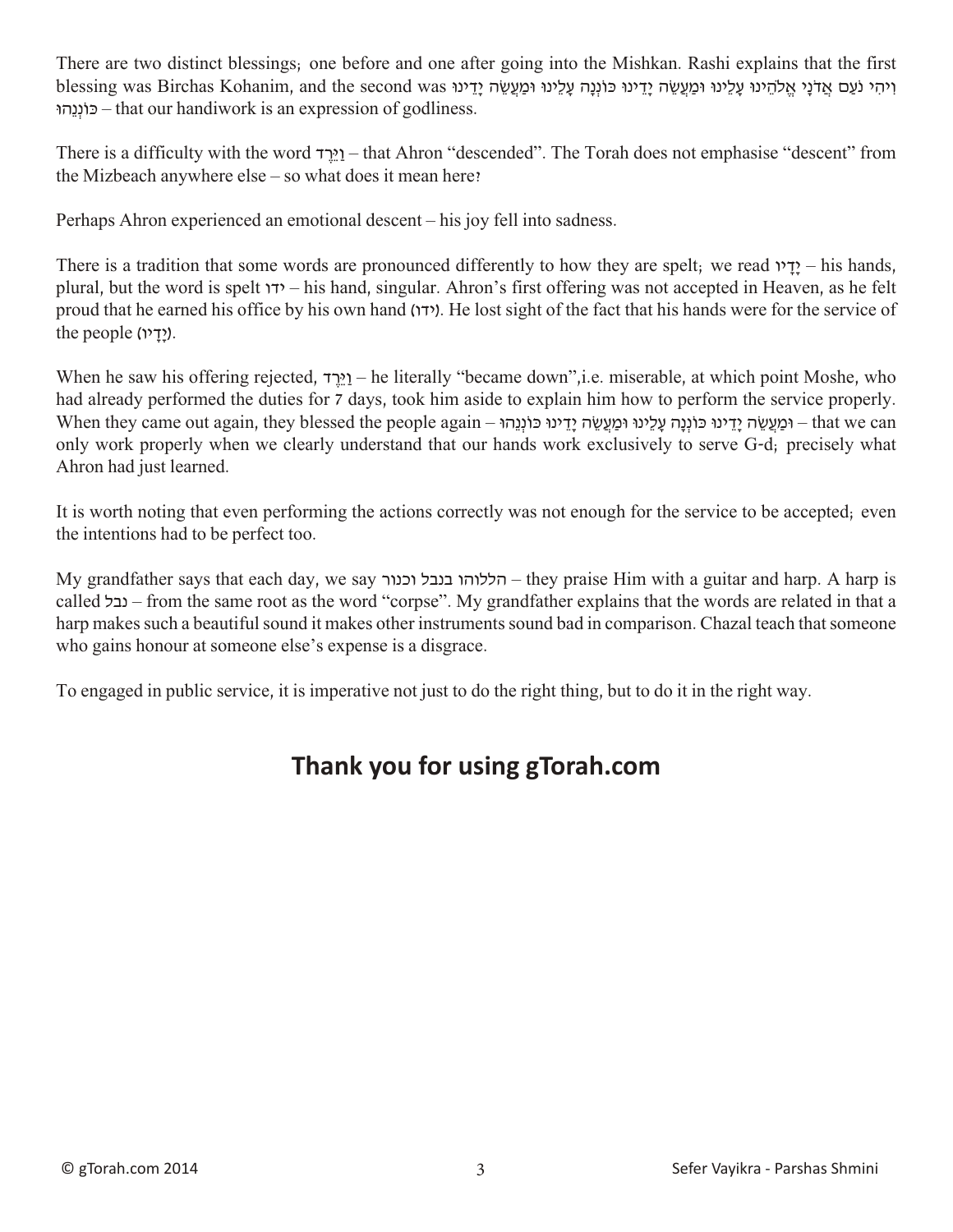There are two distinct blessings; one before and one after going into the Mishkan. Rashi explains that the first blessing was Birchas Kohanim, and the second was וִיהִי נֹעַם אֲדֹנָי אֱלֹהֵינוּ עָלֵינוּ וּמַעֲשֵׂה יָדֵינוּ כּוֹנְנָה עָלֵינוּ וּמַעֲשֵׂה יָדֵינוּ כּוֹנְנֵהוּ – that our handiwork is an expression of godliness.

There is a difficulty with the word וַיֵּרֶד – that Ahron "descended". The Torah does not emphasise "descent" from the Mizbeach anywhere else – so what does it mean here?

Perhaps Ahron experienced an emotional descent – his joy fell into sadness.

There is a tradition that some words are pronounced differently to how they are spelt; we read יָדָיו – his hands, plural, but the word is spelt ידו – his hand, singular. Ahron's first offering was not accepted in Heaven, as he felt proud that he earned his office by his own hand (ידו). He lost sight of the fact that his hands were for the service of the people (יָדָיו).

When he saw his offering rejected, וַיֵּרֶד – he literally "became down",i.e. miserable, at which point Moshe, who had already performed the duties for 7 days, took him aside to explain him how to perform the service properly. When they came out again, they blessed the people again – וּמַעֲשֵׂה יָדֵינוּ כּוֹנְנָה עָלֵינוּ וּמַעֲשֵׂה יָדֵינוּ כּוֹנְנֵהוּ – that we can only work properly when we clearly understand that our hands work exclusively to serve G-d; precisely what Ahron had just learned.

It is worth noting that even performing the actions correctly was not enough for the service to be accepted; even the intentions had to be perfect too.

My grandfather says that each day, we say הללוהו בנבל וכנור – they praise Him with a guitar and harp. A harp is called נבל – from the same root as the word "corpse". My grandfather explains that the words are related in that a harp makes such a beautiful sound it makes other instruments sound bad in comparison. Chazal teach that someone who gains honour at someone else's expense is a disgrace.

To engaged in public service, it is imperative not just to do the right thing, but to do it in the right way.

## Thank you for using gTorah.com